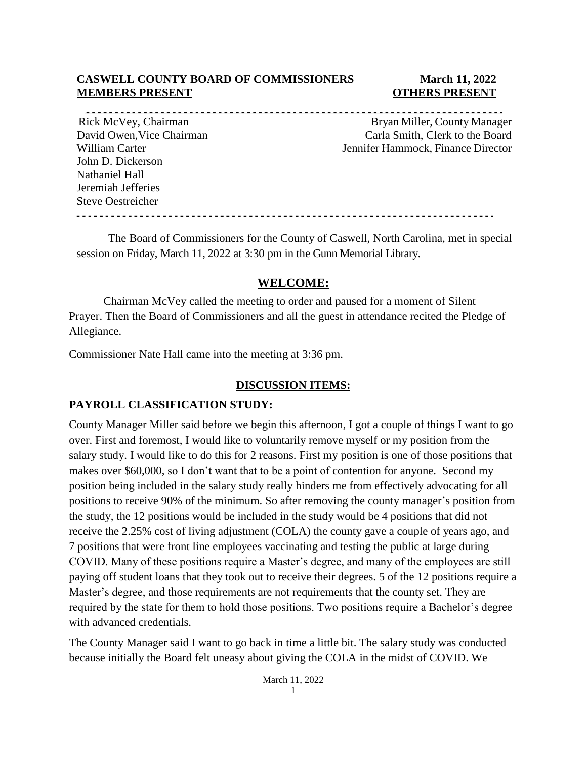**CASWELL COUNTY BOARD OF COMMISSIONERS** **March 11, 2022**

| **MEMBERS PRESENT** | **OTHERS PRESENT** |
| --- | --- |
| Rick McVey, Chairman | Bryan Miller, County Manager |
| David Owen,Vice Chairman | Carla Smith, Clerk to the Board |
| William Carter | Jennifer Hammock, Finance Director |
| John D. Dickerson | |
| Nathaniel Hall | |
| Jeremiah Jefferies | |
| Steve Oestreicher | |

The Board of Commissioners for the County of Caswell, North Carolina, met in special session on Friday, March 11, 2022 at 3:30 pm in the Gunn Memorial Library.

## WELCOME:

Chairman McVey called the meeting to order and paused for a moment of Silent Prayer. Then the Board of Commissioners and all the guest in attendance recited the Pledge of Allegiance.

Commissioner Nate Hall came into the meeting at 3:36 pm.

## DISCUSSION ITEMS:

### PAYROLL CLASSIFICATION STUDY:

County Manager Miller said before we begin this afternoon, I got a couple of things I want to go over. First and foremost, I would like to voluntarily remove myself or my position from the salary study. I would like to do this for 2 reasons. First my position is one of those positions that makes over $60,000, so I don't want that to be a point of contention for anyone. Second my position being included in the salary study really hinders me from effectively advocating for all positions to receive 90% of the minimum. So after removing the county manager's position from the study, the 12 positions would be included in the study would be 4 positions that did not receive the 2.25% cost of living adjustment (COLA) the county gave a couple of years ago, and 7 positions that were front line employees vaccinating and testing the public at large during COVID. Many of these positions require a Master's degree, and many of the employees are still paying off student loans that they took out to receive their degrees. 5 of the 12 positions require a Master's degree, and those requirements are not requirements that the county set. They are required by the state for them to hold those positions. Two positions require a Bachelor's degree with advanced credentials.

The County Manager said I want to go back in time a little bit. The salary study was conducted because initially the Board felt uneasy about giving the COLA in the midst of COVID. We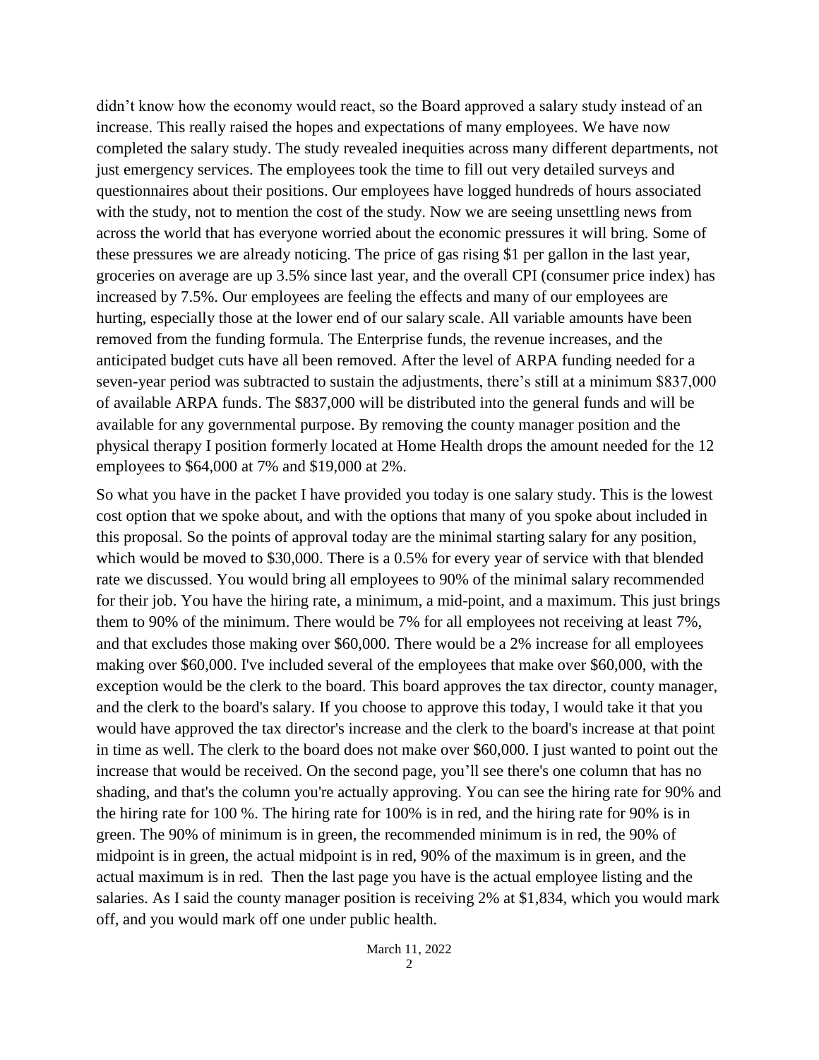didn't know how the economy would react, so the Board approved a salary study instead of an increase. This really raised the hopes and expectations of many employees. We have now completed the salary study. The study revealed inequities across many different departments, not just emergency services. The employees took the time to fill out very detailed surveys and questionnaires about their positions. Our employees have logged hundreds of hours associated with the study, not to mention the cost of the study. Now we are seeing unsettling news from across the world that has everyone worried about the economic pressures it will bring. Some of these pressures we are already noticing. The price of gas rising $1 per gallon in the last year, groceries on average are up 3.5% since last year, and the overall CPI (consumer price index) has increased by 7.5%. Our employees are feeling the effects and many of our employees are hurting, especially those at the lower end of our salary scale. All variable amounts have been removed from the funding formula. The Enterprise funds, the revenue increases, and the anticipated budget cuts have all been removed. After the level of ARPA funding needed for a seven-year period was subtracted to sustain the adjustments, there's still at a minimum $837,000 of available ARPA funds. The $837,000 will be distributed into the general funds and will be available for any governmental purpose. By removing the county manager position and the physical therapy I position formerly located at Home Health drops the amount needed for the 12 employees to $64,000 at 7% and $19,000 at 2%.

So what you have in the packet I have provided you today is one salary study. This is the lowest cost option that we spoke about, and with the options that many of you spoke about included in this proposal. So the points of approval today are the minimal starting salary for any position, which would be moved to $30,000. There is a 0.5% for every year of service with that blended rate we discussed. You would bring all employees to 90% of the minimal salary recommended for their job. You have the hiring rate, a minimum, a mid-point, and a maximum. This just brings them to 90% of the minimum. There would be 7% for all employees not receiving at least 7%, and that excludes those making over $60,000. There would be a 2% increase for all employees making over $60,000. I've included several of the employees that make over $60,000, with the exception would be the clerk to the board. This board approves the tax director, county manager, and the clerk to the board's salary. If you choose to approve this today, I would take it that you would have approved the tax director's increase and the clerk to the board's increase at that point in time as well. The clerk to the board does not make over $60,000. I just wanted to point out the increase that would be received. On the second page, you'll see there's one column that has no shading, and that's the column you're actually approving. You can see the hiring rate for 90% and the hiring rate for 100 %. The hiring rate for 100% is in red, and the hiring rate for 90% is in green. The 90% of minimum is in green, the recommended minimum is in red, the 90% of midpoint is in green, the actual midpoint is in red, 90% of the maximum is in green, and the actual maximum is in red. Then the last page you have is the actual employee listing and the salaries. As I said the county manager position is receiving 2% at $1,834, which you would mark off, and you would mark off one under public health.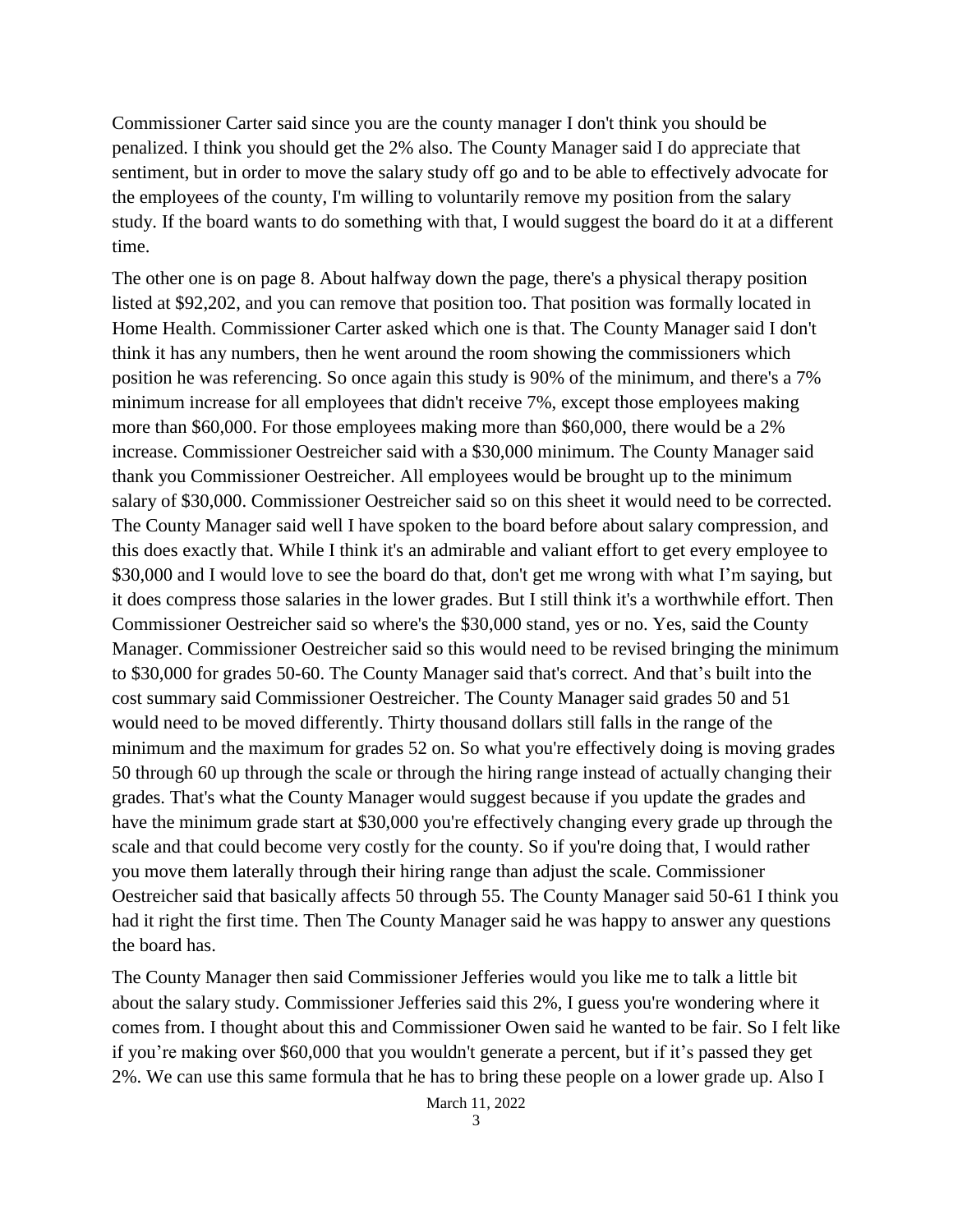Commissioner Carter said since you are the county manager I don't think you should be penalized. I think you should get the 2% also. The County Manager said I do appreciate that sentiment, but in order to move the salary study off go and to be able to effectively advocate for the employees of the county, I'm willing to voluntarily remove my position from the salary study. If the board wants to do something with that, I would suggest the board do it at a different time.

The other one is on page 8. About halfway down the page, there's a physical therapy position listed at $92,202, and you can remove that position too. That position was formally located in Home Health. Commissioner Carter asked which one is that. The County Manager said I don't think it has any numbers, then he went around the room showing the commissioners which position he was referencing. So once again this study is 90% of the minimum, and there's a 7% minimum increase for all employees that didn't receive 7%, except those employees making more than $60,000. For those employees making more than $60,000, there would be a 2% increase. Commissioner Oestreicher said with a $30,000 minimum. The County Manager said thank you Commissioner Oestreicher. All employees would be brought up to the minimum salary of $30,000. Commissioner Oestreicher said so on this sheet it would need to be corrected. The County Manager said well I have spoken to the board before about salary compression, and this does exactly that. While I think it's an admirable and valiant effort to get every employee to $30,000 and I would love to see the board do that, don't get me wrong with what I'm saying, but it does compress those salaries in the lower grades. But I still think it's a worthwhile effort. Then Commissioner Oestreicher said so where's the $30,000 stand, yes or no. Yes, said the County Manager. Commissioner Oestreicher said so this would need to be revised bringing the minimum to $30,000 for grades 50-60. The County Manager said that's correct. And that's built into the cost summary said Commissioner Oestreicher. The County Manager said grades 50 and 51 would need to be moved differently. Thirty thousand dollars still falls in the range of the minimum and the maximum for grades 52 on. So what you're effectively doing is moving grades 50 through 60 up through the scale or through the hiring range instead of actually changing their grades. That's what the County Manager would suggest because if you update the grades and have the minimum grade start at $30,000 you're effectively changing every grade up through the scale and that could become very costly for the county. So if you're doing that, I would rather you move them laterally through their hiring range than adjust the scale. Commissioner Oestreicher said that basically affects 50 through 55. The County Manager said 50-61 I think you had it right the first time. Then The County Manager said he was happy to answer any questions the board has.

The County Manager then said Commissioner Jefferies would you like me to talk a little bit about the salary study. Commissioner Jefferies said this 2%, I guess you're wondering where it comes from. I thought about this and Commissioner Owen said he wanted to be fair. So I felt like if you're making over $60,000 that you wouldn't generate a percent, but if it's passed they get 2%. We can use this same formula that he has to bring these people on a lower grade up. Also I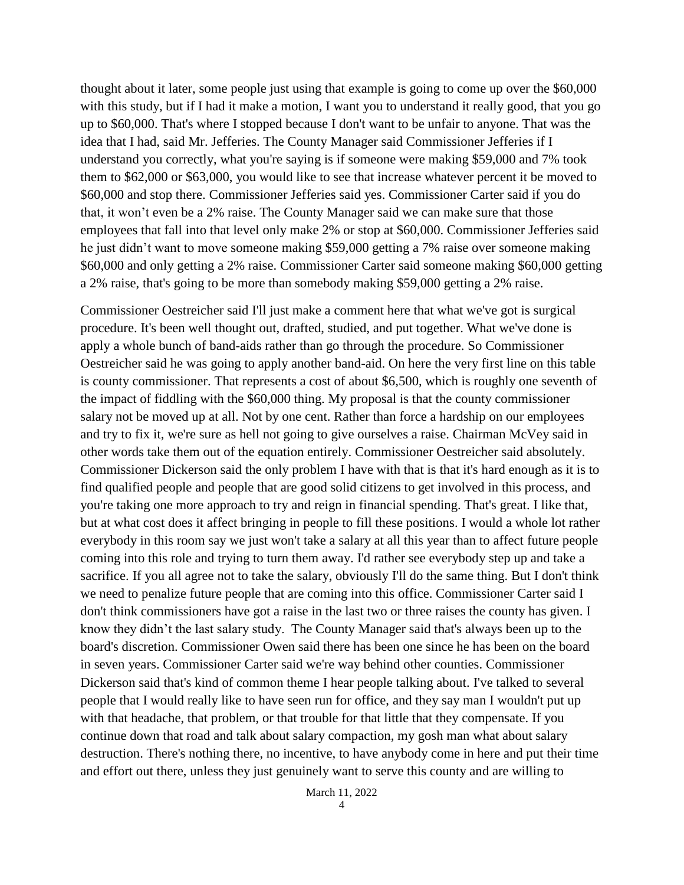thought about it later, some people just using that example is going to come up over the $60,000 with this study, but if I had it make a motion, I want you to understand it really good, that you go up to $60,000. That's where I stopped because I don't want to be unfair to anyone. That was the idea that I had, said Mr. Jefferies. The County Manager said Commissioner Jefferies if I understand you correctly, what you're saying is if someone were making $59,000 and 7% took them to $62,000 or $63,000, you would like to see that increase whatever percent it be moved to $60,000 and stop there. Commissioner Jefferies said yes. Commissioner Carter said if you do that, it won't even be a 2% raise. The County Manager said we can make sure that those employees that fall into that level only make 2% or stop at $60,000. Commissioner Jefferies said he just didn't want to move someone making $59,000 getting a 7% raise over someone making $60,000 and only getting a 2% raise. Commissioner Carter said someone making $60,000 getting a 2% raise, that's going to be more than somebody making $59,000 getting a 2% raise.

Commissioner Oestreicher said I'll just make a comment here that what we've got is surgical procedure. It's been well thought out, drafted, studied, and put together. What we've done is apply a whole bunch of band-aids rather than go through the procedure. So Commissioner Oestreicher said he was going to apply another band-aid. On here the very first line on this table is county commissioner. That represents a cost of about $6,500, which is roughly one seventh of the impact of fiddling with the $60,000 thing. My proposal is that the county commissioner salary not be moved up at all. Not by one cent. Rather than force a hardship on our employees and try to fix it, we're sure as hell not going to give ourselves a raise. Chairman McVey said in other words take them out of the equation entirely. Commissioner Oestreicher said absolutely. Commissioner Dickerson said the only problem I have with that is that it's hard enough as it is to find qualified people and people that are good solid citizens to get involved in this process, and you're taking one more approach to try and reign in financial spending. That's great. I like that, but at what cost does it affect bringing in people to fill these positions. I would a whole lot rather everybody in this room say we just won't take a salary at all this year than to affect future people coming into this role and trying to turn them away. I'd rather see everybody step up and take a sacrifice. If you all agree not to take the salary, obviously I'll do the same thing. But I don't think we need to penalize future people that are coming into this office. Commissioner Carter said I don't think commissioners have got a raise in the last two or three raises the county has given. I know they didn't the last salary study. The County Manager said that's always been up to the board's discretion. Commissioner Owen said there has been one since he has been on the board in seven years. Commissioner Carter said we're way behind other counties. Commissioner Dickerson said that's kind of common theme I hear people talking about. I've talked to several people that I would really like to have seen run for office, and they say man I wouldn't put up with that headache, that problem, or that trouble for that little that they compensate. If you continue down that road and talk about salary compaction, my gosh man what about salary destruction. There's nothing there, no incentive, to have anybody come in here and put their time and effort out there, unless they just genuinely want to serve this county and are willing to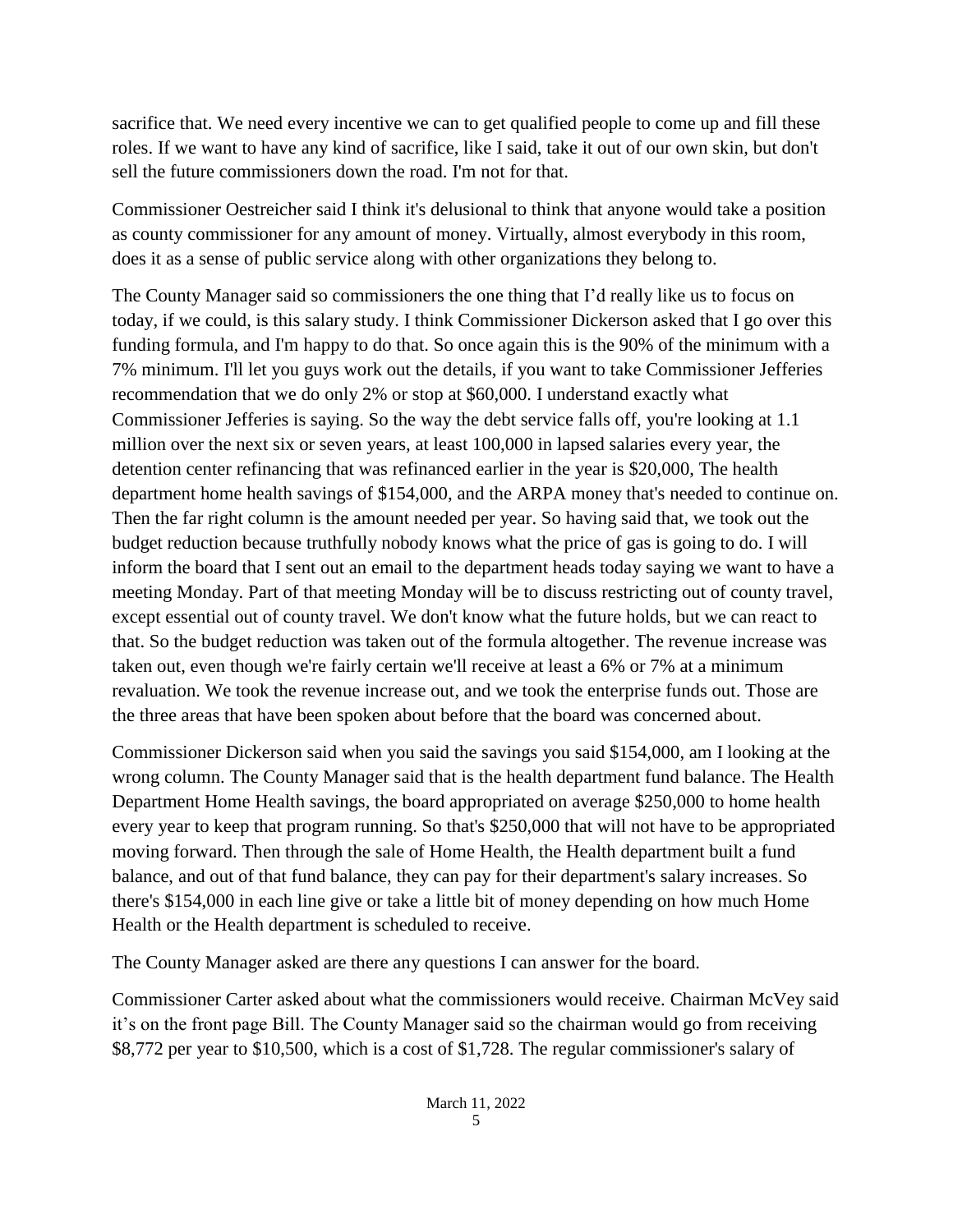sacrifice that. We need every incentive we can to get qualified people to come up and fill these roles. If we want to have any kind of sacrifice, like I said, take it out of our own skin, but don't sell the future commissioners down the road. I'm not for that.

Commissioner Oestreicher said I think it's delusional to think that anyone would take a position as county commissioner for any amount of money. Virtually, almost everybody in this room, does it as a sense of public service along with other organizations they belong to.

The County Manager said so commissioners the one thing that I'd really like us to focus on today, if we could, is this salary study. I think Commissioner Dickerson asked that I go over this funding formula, and I'm happy to do that. So once again this is the 90% of the minimum with a 7% minimum. I'll let you guys work out the details, if you want to take Commissioner Jefferies recommendation that we do only 2% or stop at $60,000. I understand exactly what Commissioner Jefferies is saying. So the way the debt service falls off, you're looking at 1.1 million over the next six or seven years, at least 100,000 in lapsed salaries every year, the detention center refinancing that was refinanced earlier in the year is $20,000, The health department home health savings of $154,000, and the ARPA money that's needed to continue on. Then the far right column is the amount needed per year. So having said that, we took out the budget reduction because truthfully nobody knows what the price of gas is going to do. I will inform the board that I sent out an email to the department heads today saying we want to have a meeting Monday. Part of that meeting Monday will be to discuss restricting out of county travel, except essential out of county travel. We don't know what the future holds, but we can react to that. So the budget reduction was taken out of the formula altogether. The revenue increase was taken out, even though we're fairly certain we'll receive at least a 6% or 7% at a minimum revaluation. We took the revenue increase out, and we took the enterprise funds out. Those are the three areas that have been spoken about before that the board was concerned about.

Commissioner Dickerson said when you said the savings you said $154,000, am I looking at the wrong column. The County Manager said that is the health department fund balance. The Health Department Home Health savings, the board appropriated on average $250,000 to home health every year to keep that program running. So that's $250,000 that will not have to be appropriated moving forward. Then through the sale of Home Health, the Health department built a fund balance, and out of that fund balance, they can pay for their department's salary increases. So there's $154,000 in each line give or take a little bit of money depending on how much Home Health or the Health department is scheduled to receive.

The County Manager asked are there any questions I can answer for the board.

Commissioner Carter asked about what the commissioners would receive. Chairman McVey said it's on the front page Bill. The County Manager said so the chairman would go from receiving $8,772 per year to $10,500, which is a cost of $1,728. The regular commissioner's salary of

March 11, 2022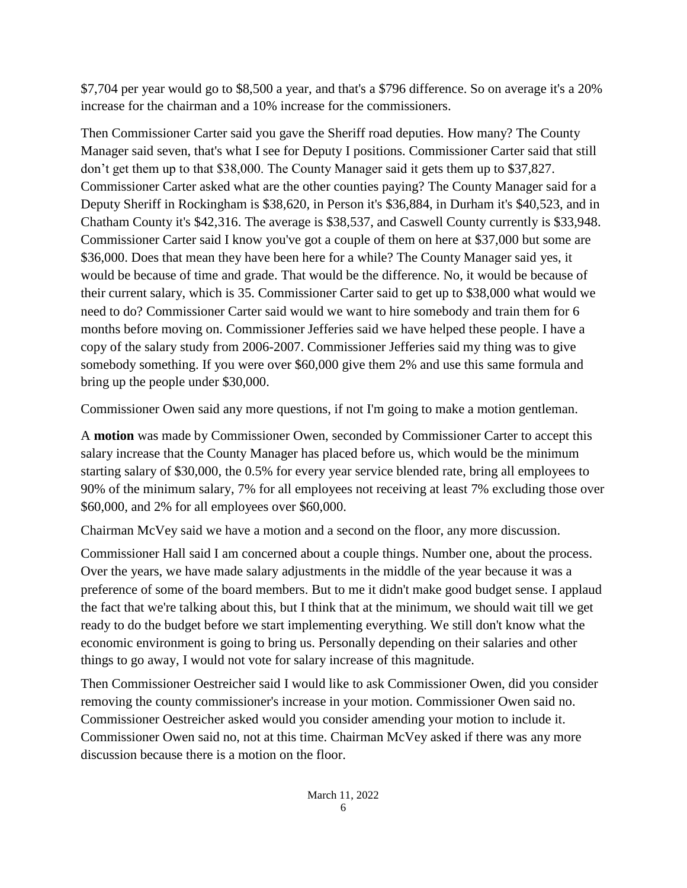$7,704 per year would go to $8,500 a year, and that's a $796 difference. So on average it's a 20% increase for the chairman and a 10% increase for the commissioners.

Then Commissioner Carter said you gave the Sheriff road deputies. How many? The County Manager said seven, that's what I see for Deputy I positions. Commissioner Carter said that still don't get them up to that $38,000. The County Manager said it gets them up to $37,827. Commissioner Carter asked what are the other counties paying? The County Manager said for a Deputy Sheriff in Rockingham is $38,620, in Person it's $36,884, in Durham it's $40,523, and in Chatham County it's $42,316. The average is $38,537, and Caswell County currently is $33,948. Commissioner Carter said I know you've got a couple of them on here at $37,000 but some are $36,000. Does that mean they have been here for a while? The County Manager said yes, it would be because of time and grade. That would be the difference. No, it would be because of their current salary, which is 35. Commissioner Carter said to get up to $38,000 what would we need to do? Commissioner Carter said would we want to hire somebody and train them for 6 months before moving on. Commissioner Jefferies said we have helped these people. I have a copy of the salary study from 2006-2007. Commissioner Jefferies said my thing was to give somebody something. If you were over $60,000 give them 2% and use this same formula and bring up the people under $30,000.

Commissioner Owen said any more questions, if not I'm going to make a motion gentleman.

A **motion** was made by Commissioner Owen, seconded by Commissioner Carter to accept this salary increase that the County Manager has placed before us, which would be the minimum starting salary of $30,000, the 0.5% for every year service blended rate, bring all employees to 90% of the minimum salary, 7% for all employees not receiving at least 7% excluding those over $60,000, and 2% for all employees over $60,000.

Chairman McVey said we have a motion and a second on the floor, any more discussion.

Commissioner Hall said I am concerned about a couple things. Number one, about the process. Over the years, we have made salary adjustments in the middle of the year because it was a preference of some of the board members. But to me it didn't make good budget sense. I applaud the fact that we're talking about this, but I think that at the minimum, we should wait till we get ready to do the budget before we start implementing everything. We still don't know what the economic environment is going to bring us. Personally depending on their salaries and other things to go away, I would not vote for salary increase of this magnitude.

Then Commissioner Oestreicher said I would like to ask Commissioner Owen, did you consider removing the county commissioner's increase in your motion. Commissioner Owen said no. Commissioner Oestreicher asked would you consider amending your motion to include it. Commissioner Owen said no, not at this time. Chairman McVey asked if there was any more discussion because there is a motion on the floor.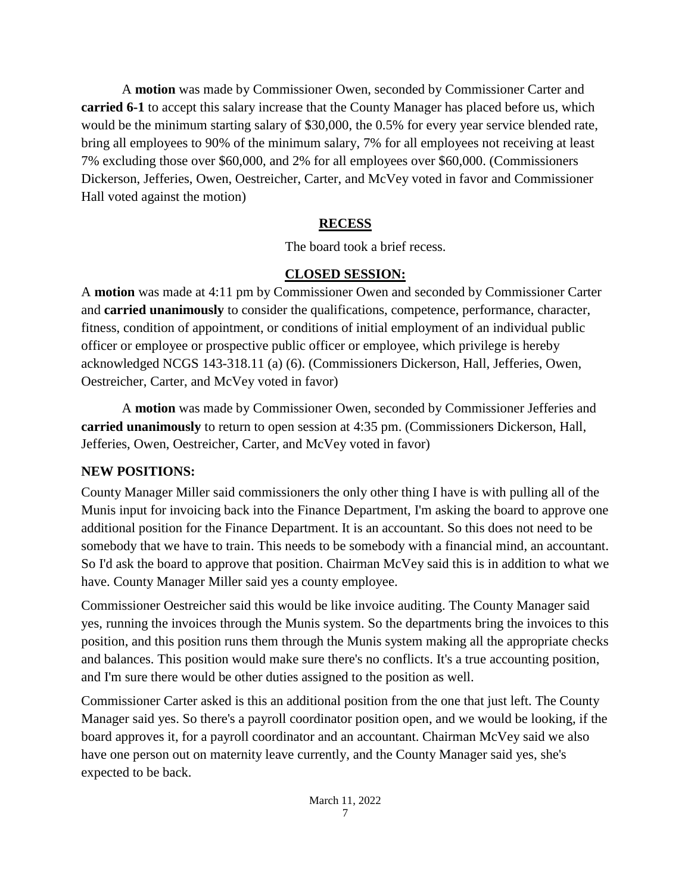A **motion** was made by Commissioner Owen, seconded by Commissioner Carter and **carried 6-1** to accept this salary increase that the County Manager has placed before us, which would be the minimum starting salary of $30,000, the 0.5% for every year service blended rate, bring all employees to 90% of the minimum salary, 7% for all employees not receiving at least 7% excluding those over $60,000, and 2% for all employees over $60,000. (Commissioners Dickerson, Jefferies, Owen, Oestreicher, Carter, and McVey voted in favor and Commissioner Hall voted against the motion)

## RECESS

The board took a brief recess.

## CLOSED SESSION:

A **motion** was made at 4:11 pm by Commissioner Owen and seconded by Commissioner Carter and **carried unanimously** to consider the qualifications, competence, performance, character, fitness, condition of appointment, or conditions of initial employment of an individual public officer or employee or prospective public officer or employee, which privilege is hereby acknowledged NCGS 143-318.11 (a) (6). (Commissioners Dickerson, Hall, Jefferies, Owen, Oestreicher, Carter, and McVey voted in favor)

A **motion** was made by Commissioner Owen, seconded by Commissioner Jefferies and **carried unanimously** to return to open session at 4:35 pm. (Commissioners Dickerson, Hall, Jefferies, Owen, Oestreicher, Carter, and McVey voted in favor)

**NEW POSITIONS:**

County Manager Miller said commissioners the only other thing I have is with pulling all of the Munis input for invoicing back into the Finance Department, I'm asking the board to approve one additional position for the Finance Department. It is an accountant. So this does not need to be somebody that we have to train. This needs to be somebody with a financial mind, an accountant. So I'd ask the board to approve that position. Chairman McVey said this is in addition to what we have. County Manager Miller said yes a county employee.

Commissioner Oestreicher said this would be like invoice auditing. The County Manager said yes, running the invoices through the Munis system. So the departments bring the invoices to this position, and this position runs them through the Munis system making all the appropriate checks and balances. This position would make sure there's no conflicts. It's a true accounting position, and I'm sure there would be other duties assigned to the position as well.

Commissioner Carter asked is this an additional position from the one that just left. The County Manager said yes. So there's a payroll coordinator position open, and we would be looking, if the board approves it, for a payroll coordinator and an accountant. Chairman McVey said we also have one person out on maternity leave currently, and the County Manager said yes, she's expected to be back.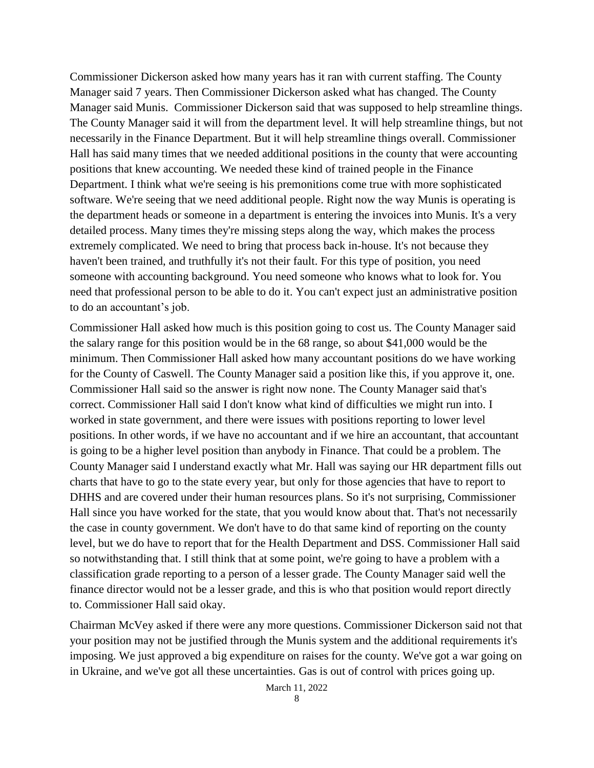Commissioner Dickerson asked how many years has it ran with current staffing. The County Manager said 7 years. Then Commissioner Dickerson asked what has changed. The County Manager said Munis. Commissioner Dickerson said that was supposed to help streamline things. The County Manager said it will from the department level. It will help streamline things, but not necessarily in the Finance Department. But it will help streamline things overall. Commissioner Hall has said many times that we needed additional positions in the county that were accounting positions that knew accounting. We needed these kind of trained people in the Finance Department. I think what we're seeing is his premonitions come true with more sophisticated software. We're seeing that we need additional people. Right now the way Munis is operating is the department heads or someone in a department is entering the invoices into Munis. It's a very detailed process. Many times they're missing steps along the way, which makes the process extremely complicated. We need to bring that process back in-house. It's not because they haven't been trained, and truthfully it's not their fault. For this type of position, you need someone with accounting background. You need someone who knows what to look for. You need that professional person to be able to do it. You can't expect just an administrative position to do an accountant's job.

Commissioner Hall asked how much is this position going to cost us. The County Manager said the salary range for this position would be in the 68 range, so about $41,000 would be the minimum. Then Commissioner Hall asked how many accountant positions do we have working for the County of Caswell. The County Manager said a position like this, if you approve it, one. Commissioner Hall said so the answer is right now none. The County Manager said that's correct. Commissioner Hall said I don't know what kind of difficulties we might run into. I worked in state government, and there were issues with positions reporting to lower level positions. In other words, if we have no accountant and if we hire an accountant, that accountant is going to be a higher level position than anybody in Finance. That could be a problem. The County Manager said I understand exactly what Mr. Hall was saying our HR department fills out charts that have to go to the state every year, but only for those agencies that have to report to DHHS and are covered under their human resources plans. So it's not surprising, Commissioner Hall since you have worked for the state, that you would know about that. That's not necessarily the case in county government. We don't have to do that same kind of reporting on the county level, but we do have to report that for the Health Department and DSS. Commissioner Hall said so notwithstanding that. I still think that at some point, we're going to have a problem with a classification grade reporting to a person of a lesser grade. The County Manager said well the finance director would not be a lesser grade, and this is who that position would report directly to. Commissioner Hall said okay.

Chairman McVey asked if there were any more questions. Commissioner Dickerson said not that your position may not be justified through the Munis system and the additional requirements it's imposing. We just approved a big expenditure on raises for the county. We've got a war going on in Ukraine, and we've got all these uncertainties. Gas is out of control with prices going up.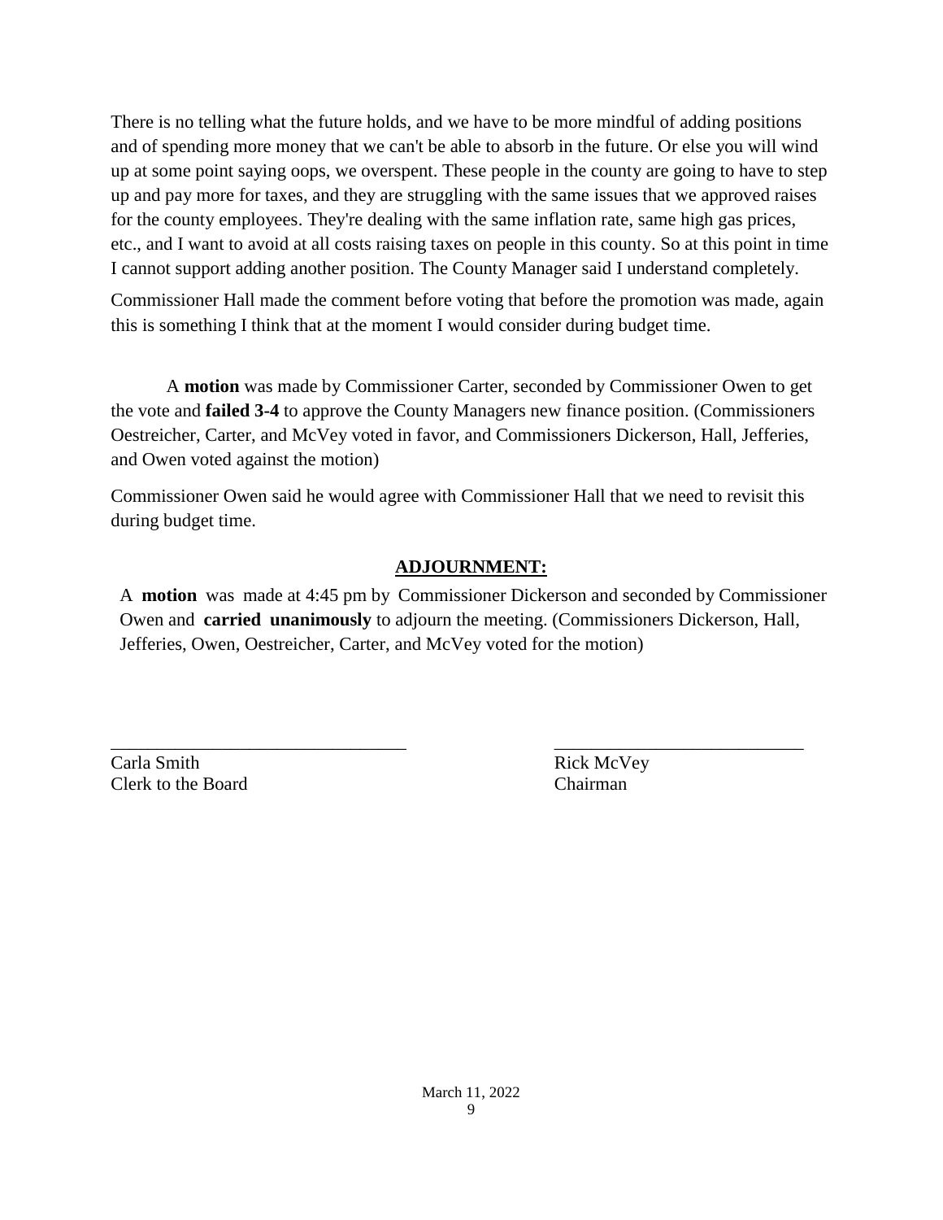There is no telling what the future holds, and we have to be more mindful of adding positions and of spending more money that we can't be able to absorb in the future. Or else you will wind up at some point saying oops, we overspent. These people in the county are going to have to step up and pay more for taxes, and they are struggling with the same issues that we approved raises for the county employees. They're dealing with the same inflation rate, same high gas prices, etc., and I want to avoid at all costs raising taxes on people in this county. So at this point in time I cannot support adding another position. The County Manager said I understand completely.

Commissioner Hall made the comment before voting that before the promotion was made, again this is something I think that at the moment I would consider during budget time.

A **motion** was made by Commissioner Carter, seconded by Commissioner Owen to get the vote and **failed 3-4** to approve the County Managers new finance position. (Commissioners Oestreicher, Carter, and McVey voted in favor, and Commissioners Dickerson, Hall, Jefferies, and Owen voted against the motion)

Commissioner Owen said he would agree with Commissioner Hall that we need to revisit this during budget time.

## ADJOURNMENT:

A **motion** was made at 4:45 pm by Commissioner Dickerson and seconded by Commissioner Owen and **carried unanimously** to adjourn the meeting. (Commissioners Dickerson, Hall, Jefferies, Owen, Oestreicher, Carter, and McVey voted for the motion)

________________________________ ___________________________

Carla Smith
Clerk to the Board

Rick McVey
Chairman

March 11, 2022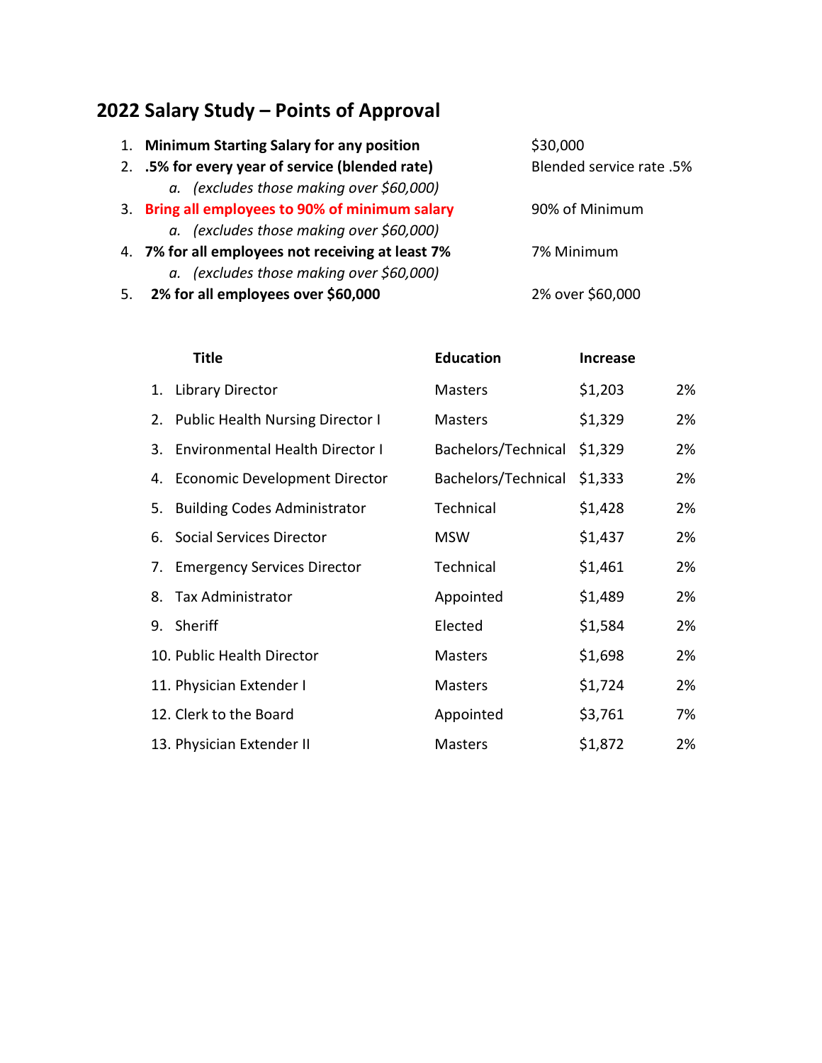## 2022 Salary Study – Points of Approval

1. **Minimum Starting Salary for any position** — $30,000
2. **.5% for every year of service (blended rate)** — Blended service rate .5%
   a. *(excludes those making over $60,000)*
3. **Bring all employees to 90% of minimum salary** — 90% of Minimum
   a. *(excludes those making over $60,000)*
4. **7% for all employees not receiving at least 7%** — 7% Minimum
   a. *(excludes those making over $60,000)*
5. **2% for all employees over $60,000** — 2% over $60,000

| Title | Education | Increase | |
|---|---|---|---|
| 1. Library Director | Masters | $1,203 | 2% |
| 2. Public Health Nursing Director I | Masters | $1,329 | 2% |
| 3. Environmental Health Director I | Bachelors/Technical | $1,329 | 2% |
| 4. Economic Development Director | Bachelors/Technical | $1,333 | 2% |
| 5. Building Codes Administrator | Technical | $1,428 | 2% |
| 6. Social Services Director | MSW | $1,437 | 2% |
| 7. Emergency Services Director | Technical | $1,461 | 2% |
| 8. Tax Administrator | Appointed | $1,489 | 2% |
| 9. Sheriff | Elected | $1,584 | 2% |
| 10. Public Health Director | Masters | $1,698 | 2% |
| 11. Physician Extender I | Masters | $1,724 | 2% |
| 12. Clerk to the Board | Appointed | $3,761 | 7% |
| 13. Physician Extender II | Masters | $1,872 | 2% |